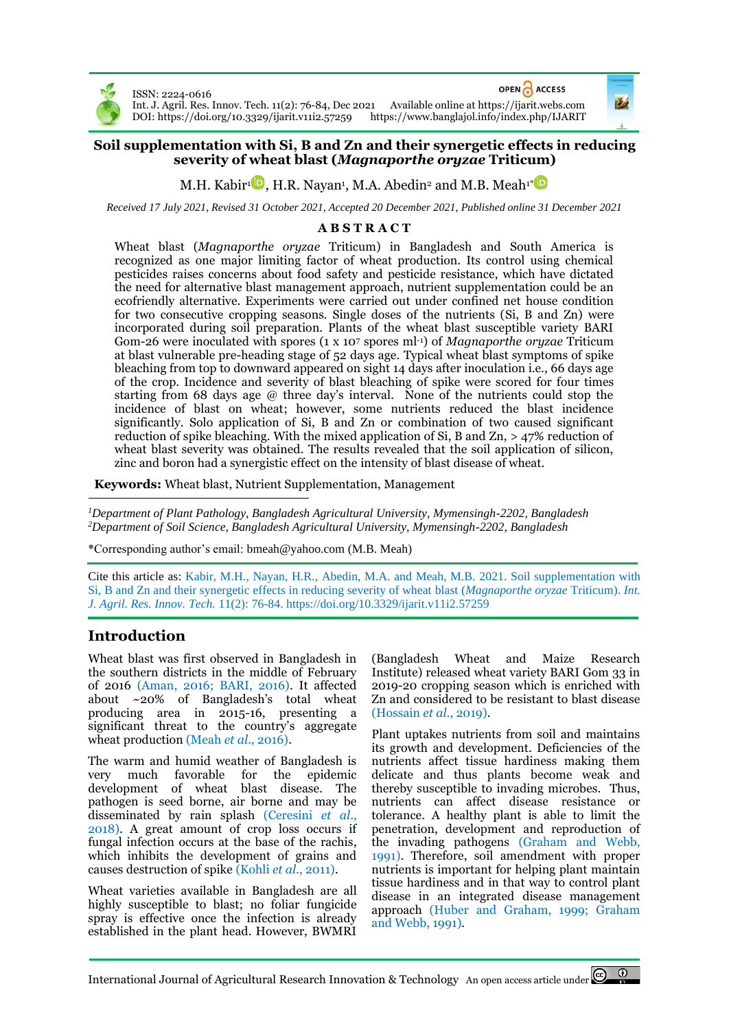ISSN: 2224-0616
Int. J. Agril. Res. Innov. Tech. 11(2): 76-84, Dec 2021
DOI: https://doi.org/10.3329/ijarit.v11i2.57259

OPEN ACCESS
Available online at https://ijarit.webs.com
https://www.banglajol.info/index.php/IJARIT

# Soil supplementation with Si, B and Zn and their synergetic effects in reducing severity of wheat blast (*Magnaporthe oryzae* Triticum)

M.H. Kabir[1], H.R. Nayan[1], M.A. Abedin[2] and M.B. Meah[1*]

*Received 17 July 2021, Revised 31 October 2021, Accepted 20 December 2021, Published online 31 December 2021*

## ABSTRACT

Wheat blast (*Magnaporthe oryzae* Triticum) in Bangladesh and South America is recognized as one major limiting factor of wheat production. Its control using chemical pesticides raises concerns about food safety and pesticide resistance, which have dictated the need for alternative blast management approach, nutrient supplementation could be an ecofriendly alternative. Experiments were carried out under confined net house condition for two consecutive cropping seasons. Single doses of the nutrients (Si, B and Zn) were incorporated during soil preparation. Plants of the wheat blast susceptible variety BARI Gom-26 were inoculated with spores ($1 \times 10^7$ spores $ml^{-1}$) of *Magnaporthe oryzae* Triticum at blast vulnerable pre-heading stage of 52 days age. Typical wheat blast symptoms of spike bleaching from top to downward appeared on sight 14 days after inoculation i.e., 66 days age of the crop. Incidence and severity of blast bleaching of spike were scored for four times starting from 68 days age @ three day's interval. None of the nutrients could stop the incidence of blast on wheat; however, some nutrients reduced the blast incidence significantly. Solo application of Si, B and Zn or combination of two caused significant reduction of spike bleaching. With the mixed application of Si, B and Zn, > 47% reduction of wheat blast severity was obtained. The results revealed that the soil application of silicon, zinc and boron had a synergetic effect on the intensity of blast disease of wheat.

**Keywords:** Wheat blast, Nutrient Supplementation, Management

*[1]Department of Plant Pathology, Bangladesh Agricultural University, Mymensingh-2202, Bangladesh*
*[2]Department of Soil Science, Bangladesh Agricultural University, Mymensingh-2202, Bangladesh*

*Corresponding author's email: bmeah@yahoo.com (M.B. Meah)

Cite this article as: Kabir, M.H., Nayan, H.R., Abedin, M.A. and Meah, M.B. 2021. Soil supplementation with Si, B and Zn and their synergetic effects in reducing severity of wheat blast (*Magnaporthe oryzae* Triticum). *Int. J. Agril. Res. Innov. Tech.* 11(2): 76-84. https://doi.org/10.3329/ijarit.v11i2.57259

## Introduction

Wheat blast was first observed in Bangladesh in the southern districts in the middle of February of 2016 (Aman, 2016; BARI, 2016). It affected about ~20% of Bangladesh's total wheat producing area in 2015-16, presenting a significant threat to the country's aggregate wheat production (Meah *et al*., 2016).

The warm and humid weather of Bangladesh is very much favorable for the epidemic development of wheat blast disease. The pathogen is seed borne, air borne and may be disseminated by rain splash (Ceresini *et al*., 2018). A great amount of crop loss occurs if fungal infection occurs at the base of the rachis, which inhibits the development of grains and causes destruction of spike (Kohli *et al*., 2011).

Wheat varieties available in Bangladesh are all highly susceptible to blast; no foliar fungicide spray is effective once the infection is already established in the plant head. However, BWMRI (Bangladesh Wheat and Maize Research Institute) released wheat variety BARI Gom 33 in 2019-20 cropping season which is enriched with Zn and considered to be resistant to blast disease (Hossain *et al*., 2019).

Plant uptakes nutrients from soil and maintains its growth and development. Deficiencies of the nutrients affect tissue hardiness making them delicate and thus plants become weak and thereby susceptible to invading microbes. Thus, nutrients can affect disease resistance or tolerance. A healthy plant is able to limit the penetration, development and reproduction of the invading pathogens (Graham and Webb, 1991). Therefore, soil amendment with proper nutrients is important for helping plant maintain tissue hardiness and in that way to control plant disease in an integrated disease management approach (Huber and Graham, 1999; Graham and Webb, 1991).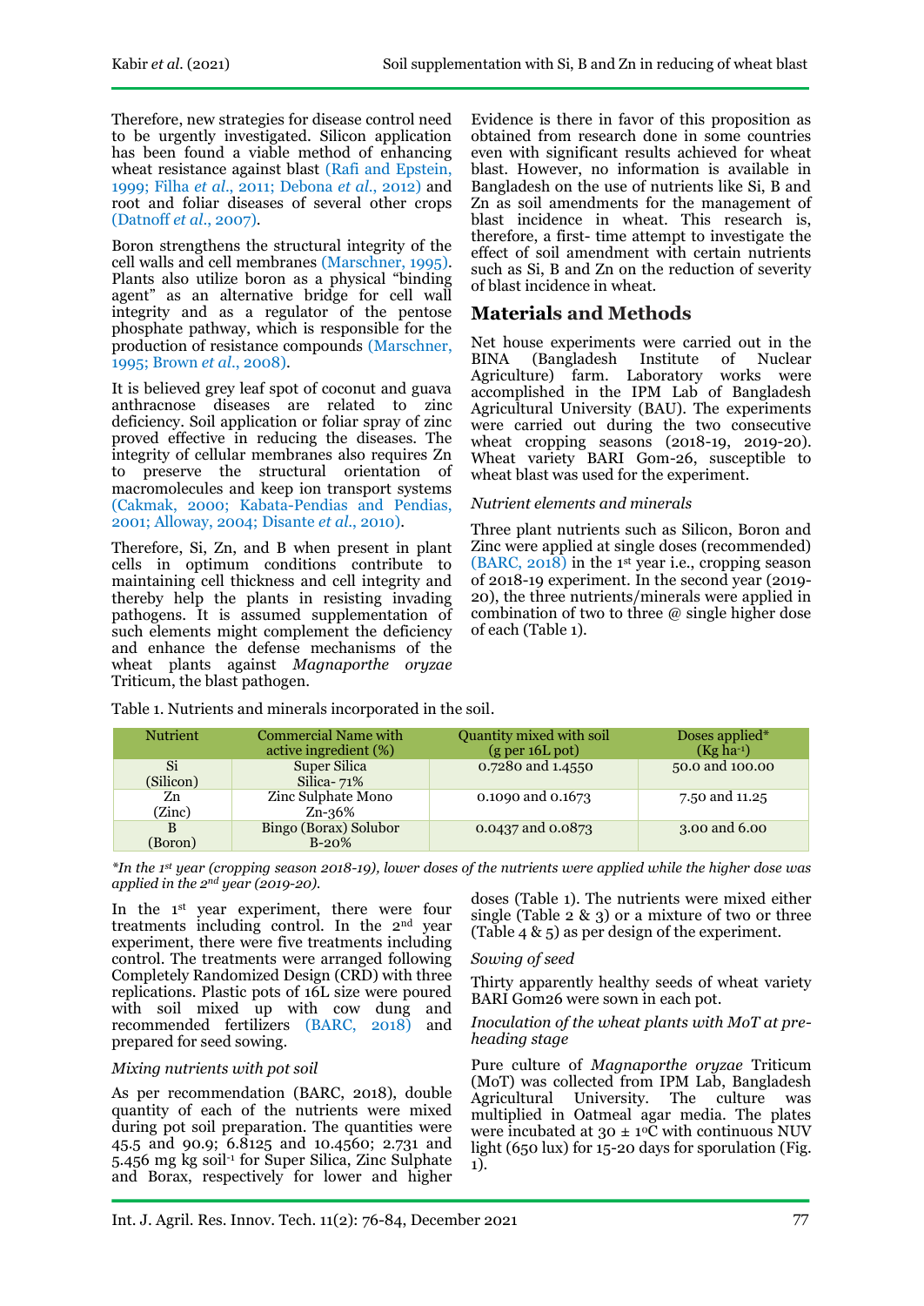Therefore, new strategies for disease control need to be urgently investigated. Silicon application has been found a viable method of enhancing wheat resistance against blast (Rafi and Epstein, 1999; Filha *et al*., 2011; Debona *et al*., 2012) and root and foliar diseases of several other crops (Datnoff *et al*., 2007).

Boron strengthens the structural integrity of the cell walls and cell membranes (Marschner, 1995). Plants also utilize boron as a physical "binding agent" as an alternative bridge for cell wall integrity and as a regulator of the pentose phosphate pathway, which is responsible for the production of resistance compounds (Marschner, 1995; Brown *et al*., 2008).

It is believed grey leaf spot of coconut and guava anthracnose diseases are related to zinc deficiency. Soil application or foliar spray of zinc proved effective in reducing the diseases. The integrity of cellular membranes also requires Zn to preserve the structural orientation of macromolecules and keep ion transport systems (Cakmak, 2000; Kabata-Pendias and Pendias, 2001; Alloway, 2004; Disante *et al*., 2010).

Therefore, Si, Zn, and B when present in plant cells in optimum conditions contribute to maintaining cell thickness and cell integrity and thereby help the plants in resisting invading pathogens. It is assumed supplementation of such elements might complement the deficiency and enhance the defense mechanisms of the wheat plants against *Magnaporthe oryzae* Triticum, the blast pathogen.

Evidence is there in favor of this proposition as obtained from research done in some countries even with significant results achieved for wheat blast. However, no information is available in Bangladesh on the use of nutrients like Si, B and Zn as soil amendments for the management of blast incidence in wheat. This research is, therefore, a first- time attempt to investigate the effect of soil amendment with certain nutrients such as Si, B and Zn on the reduction of severity of blast incidence in wheat.

## Materials and Methods

Net house experiments were carried out in the BINA (Bangladesh Institute of Nuclear Agriculture) farm. Laboratory works were accomplished in the IPM Lab of Bangladesh Agricultural University (BAU). The experiments were carried out during the two consecutive wheat cropping seasons (2018-19, 2019-20). Wheat variety BARI Gom-26, susceptible to wheat blast was used for the experiment.

*Nutrient elements and minerals*

Three plant nutrients such as Silicon, Boron and Zinc were applied at single doses (recommended) (BARC, 2018) in the 1st year i.e., cropping season of 2018-19 experiment. In the second year (2019-20), the three nutrients/minerals were applied in combination of two to three @ single higher dose of each (Table 1).

Table 1. Nutrients and minerals incorporated in the soil.

| Nutrient | Commercial Name with active ingredient (%) | Quantity mixed with soil (g per 16L pot) | Doses applied* (Kg ha$^{-1}$) |
|---|---|---|---|
| Si (Silicon) | Super Silica Silica- 71% | 0.7280 and 1.4550 | 50.0 and 100.00 |
| Zn (Zinc) | Zinc Sulphate Mono Zn-36% | 0.1090 and 0.1673 | 7.50 and 11.25 |
| B (Boron) | Bingo (Borax) Solubor B-20% | 0.0437 and 0.0873 | 3.00 and 6.00 |

*\*In the 1st year (cropping season 2018-19), lower doses of the nutrients were applied while the higher dose was applied in the 2nd year (2019-20).*

In the 1st year experiment, there were four treatments including control. In the 2nd year experiment, there were five treatments including control. The treatments were arranged following Completely Randomized Design (CRD) with three replications. Plastic pots of 16L size were poured with soil mixed up with cow dung and recommended fertilizers (BARC, 2018) and prepared for seed sowing.

*Mixing nutrients with pot soil*

As per recommendation (BARC, 2018), double quantity of each of the nutrients were mixed during pot soil preparation. The quantities were 45.5 and 90.9; 6.8125 and 10.4560; 2.731 and 5.456 mg kg soil$^{-1}$ for Super Silica, Zinc Sulphate and Borax, respectively for lower and higher doses (Table 1). The nutrients were mixed either single (Table 2 & 3) or a mixture of two or three (Table 4 & 5) as per design of the experiment.

*Sowing of seed*

Thirty apparently healthy seeds of wheat variety BARI Gom26 were sown in each pot.

*Inoculation of the wheat plants with MoT at pre-heading stage*

Pure culture of *Magnaporthe oryzae* Triticum (MoT) was collected from IPM Lab, Bangladesh Agricultural University. The culture was multiplied in Oatmeal agar media. The plates were incubated at 30 ± 1$^{o}$C with continuous NUV light (650 lux) for 15-20 days for sporulation (Fig. 1).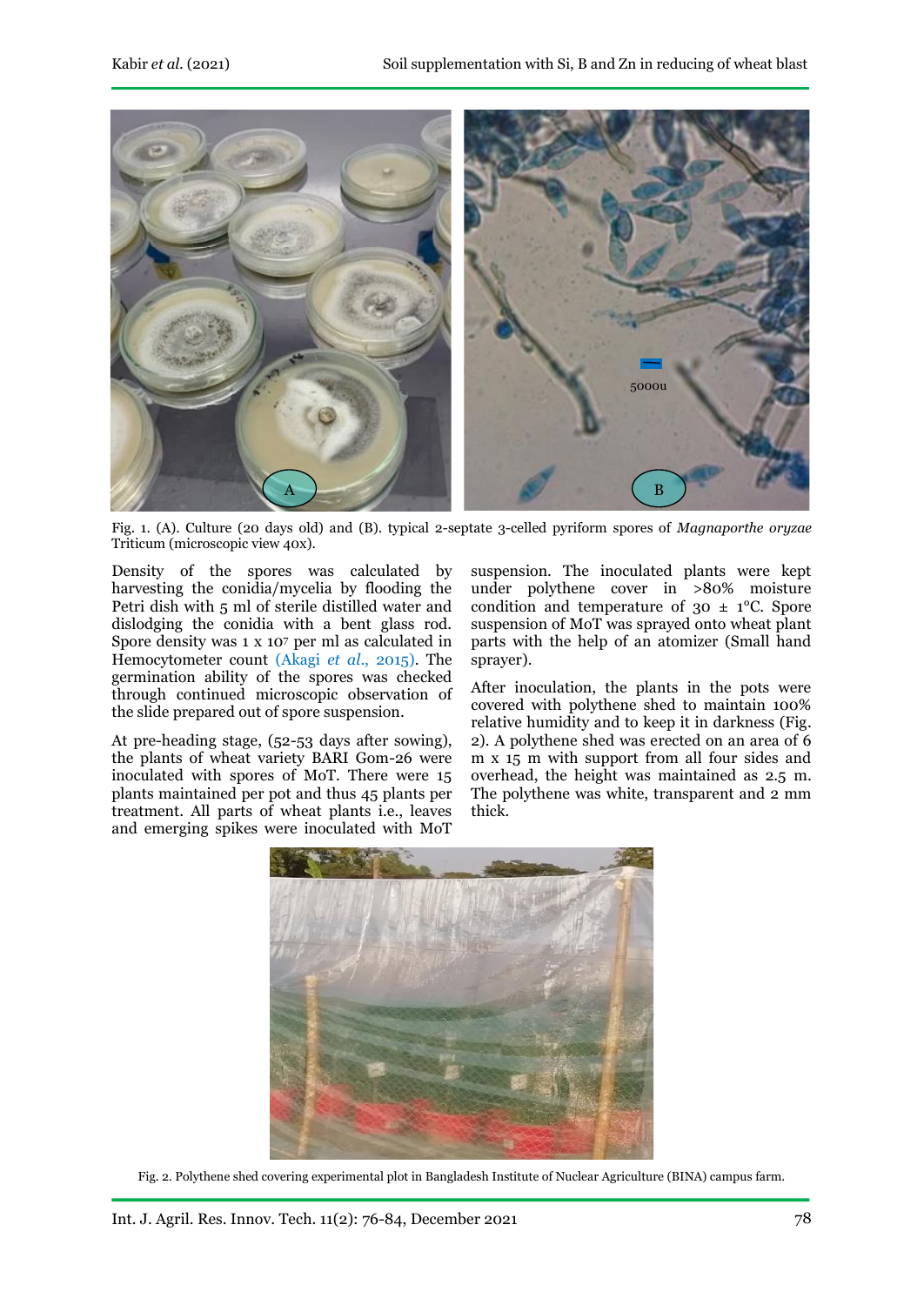Fig. 1. (A). Culture (20 days old) and (B). typical 2-septate 3-celled pyriform spores of *Magnaporthe oryzae* Triticum (microscopic view 40x).

Density of the spores was calculated by harvesting the conidia/mycelia by flooding the Petri dish with 5 ml of sterile distilled water and dislodging the conidia with a bent glass rod. Spore density was 1 x $10^7$ per ml as calculated in Hemocytometer count (Akagi *et al*., 2015). The germination ability of the spores was checked through continued microscopic observation of the slide prepared out of spore suspension.

At pre-heading stage, (52-53 days after sowing), the plants of wheat variety BARI Gom-26 were inoculated with spores of MoT. There were 15 plants maintained per pot and thus 45 plants per treatment. All parts of wheat plants i.e., leaves and emerging spikes were inoculated with MoT suspension. The inoculated plants were kept under polythene cover in >80% moisture condition and temperature of 30 ± 1°C. Spore suspension of MoT was sprayed onto wheat plant parts with the help of an atomizer (Small hand sprayer).

After inoculation, the plants in the pots were covered with polythene shed to maintain 100% relative humidity and to keep it in darkness (Fig. 2). A polythene shed was erected on an area of 6 m x 15 m with support from all four sides and overhead, the height was maintained as 2.5 m. The polythene was white, transparent and 2 mm thick.

Fig. 2. Polythene shed covering experimental plot in Bangladesh Institute of Nuclear Agriculture (BINA) campus farm.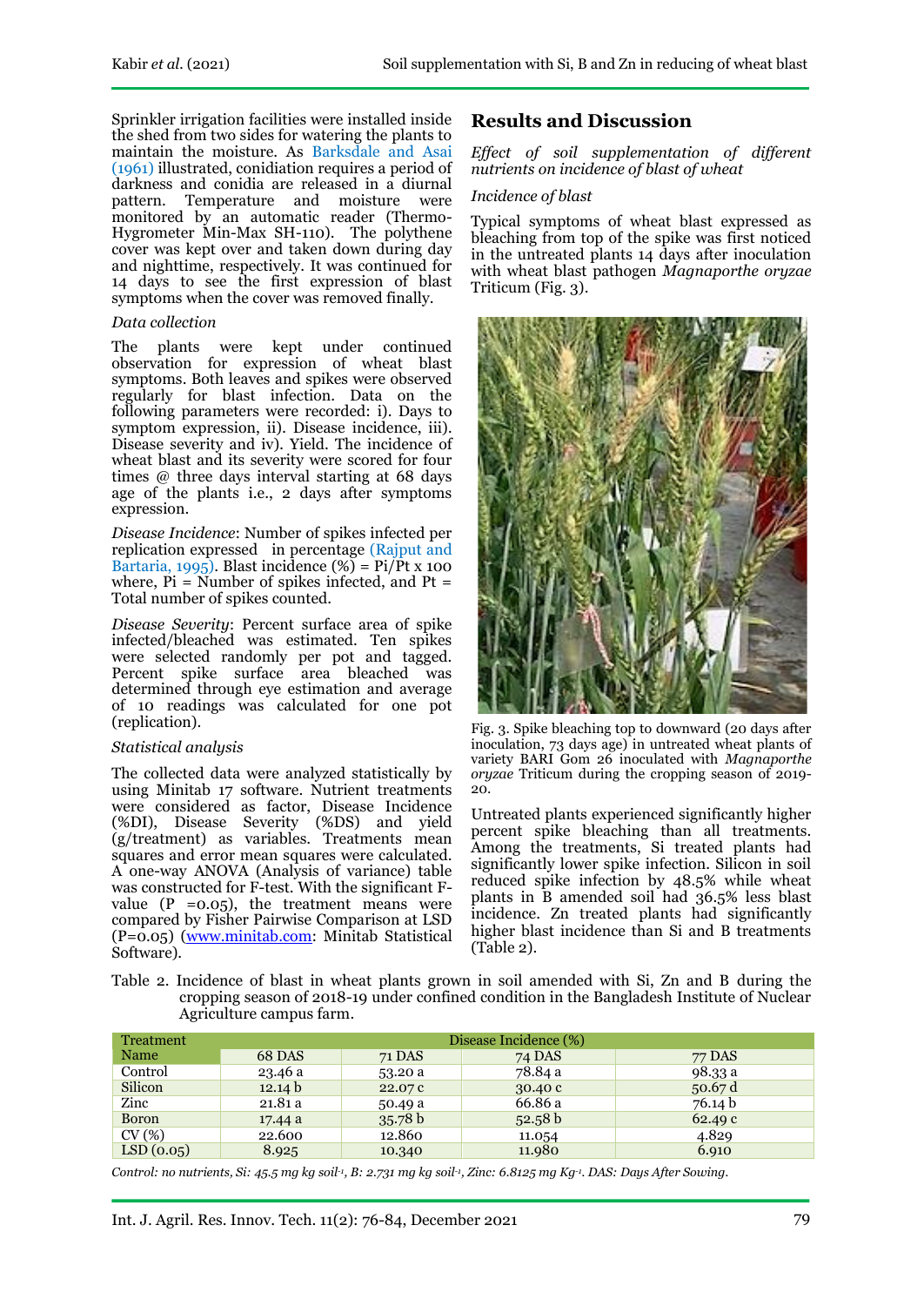Sprinkler irrigation facilities were installed inside the shed from two sides for watering the plants to maintain the moisture. As Barksdale and Asai (1961) illustrated, conidiation requires a period of darkness and conidia are released in a diurnal pattern. Temperature and moisture were monitored by an automatic reader (Thermo-Hygrometer Min-Max SH-110). The polythene cover was kept over and taken down during day and nighttime, respectively. It was continued for 14 days to see the first expression of blast symptoms when the cover was removed finally.

*Data collection*

The plants were kept under continued observation for expression of wheat blast symptoms. Both leaves and spikes were observed regularly for blast infection. Data on the following parameters were recorded: i). Days to symptom expression, ii). Disease incidence, iii). Disease severity and iv). Yield. The incidence of wheat blast and its severity were scored for four times @ three days interval starting at 68 days age of the plants i.e., 2 days after symptoms expression.

*Disease Incidence*: Number of spikes infected per replication expressed in percentage (Rajput and Bartaria, 1995). Blast incidence (%) = Pi/Pt x 100 where, Pi = Number of spikes infected, and Pt = Total number of spikes counted.

*Disease Severity*: Percent surface area of spike infected/bleached was estimated. Ten spikes were selected randomly per pot and tagged. Percent spike surface area bleached was determined through eye estimation and average of 10 readings was calculated for one pot (replication).

*Statistical analysis*

The collected data were analyzed statistically by using Minitab 17 software. Nutrient treatments were considered as factor, Disease Incidence (%DI), Disease Severity (%DS) and yield (g/treatment) as variables. Treatments mean squares and error mean squares were calculated. A one-way ANOVA (Analysis of variance) table was constructed for F-test. With the significant F-value (P =0.05), the treatment means were compared by Fisher Pairwise Comparison at LSD (P=0.05) (www.minitab.com: Minitab Statistical Software).

## Results and Discussion

*Effect of soil supplementation of different nutrients on incidence of blast of wheat*

*Incidence of blast*

Typical symptoms of wheat blast expressed as bleaching from top of the spike was first noticed in the untreated plants 14 days after inoculation with wheat blast pathogen *Magnaporthe oryzae* Triticum (Fig. 3).

Fig. 3. Spike bleaching top to downward (20 days after inoculation, 73 days age) in untreated wheat plants of variety BARI Gom 26 inoculated with *Magnaporthe oryzae* Triticum during the cropping season of 2019-20.

Untreated plants experienced significantly higher percent spike bleaching than all treatments. Among the treatments, Si treated plants had significantly lower spike infection. Silicon in soil reduced spike infection by 48.5% while wheat plants in B amended soil had 36.5% less blast incidence. Zn treated plants had significantly higher blast incidence than Si and B treatments (Table 2).

Table 2. Incidence of blast in wheat plants grown in soil amended with Si, Zn and B during the cropping season of 2018-19 under confined condition in the Bangladesh Institute of Nuclear Agriculture campus farm.

| Treatment | Disease Incidence (%) | | | |
|---|---|---|---|---|
| Name | 68 DAS | 71 DAS | 74 DAS | 77 DAS |
| Control | 23.46 a | 53.20 a | 78.84 a | 98.33 a |
| Silicon | 12.14 b | 22.07 c | 30.40 c | 50.67 d |
| Zinc | 21.81 a | 50.49 a | 66.86 a | 76.14 b |
| Boron | 17.44 a | 35.78 b | 52.58 b | 62.49 c |
| CV (%) | 22.600 | 12.860 | 11.054 | 4.829 |
| LSD (0.05) | 8.925 | 10.340 | 11.980 | 6.910 |

*Control: no nutrients, Si: 45.5 mg kg soil*$^{-1}$*, B: 2.731 mg kg soil*$^{-1}$*, Zinc: 6.8125 mg Kg*$^{-1}$*. DAS: Days After Sowing.*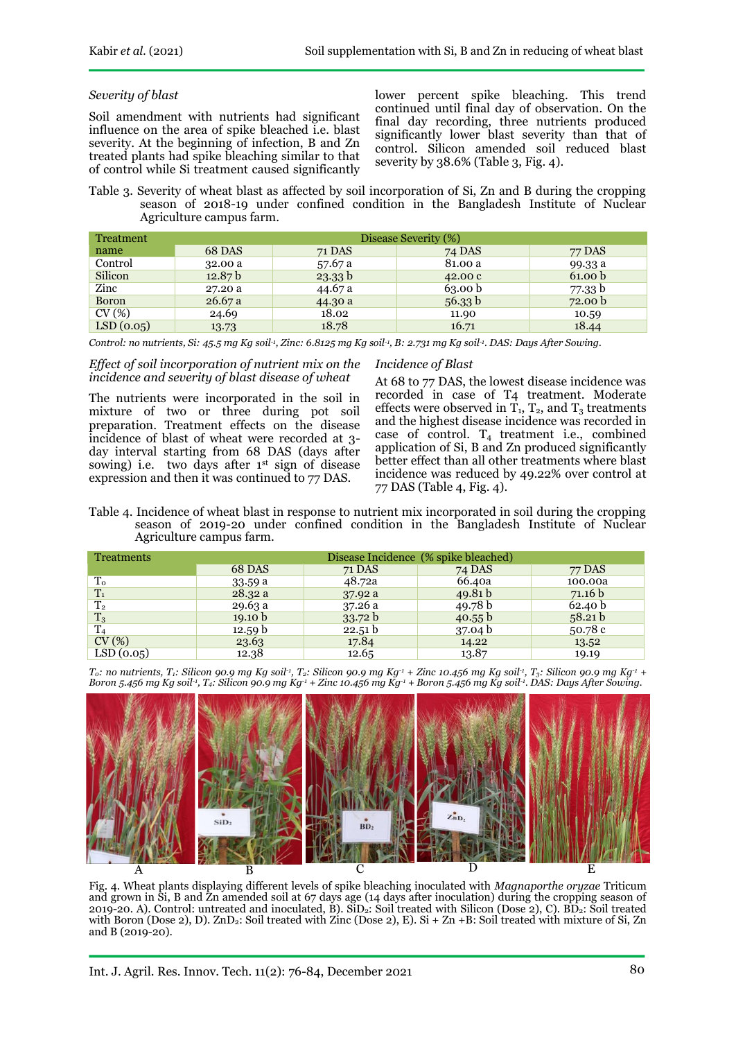*Severity of blast*

Soil amendment with nutrients had significant influence on the area of spike bleached i.e. blast severity. At the beginning of infection, B and Zn treated plants had spike bleaching similar to that of control while Si treatment caused significantly lower percent spike bleaching. This trend continued until final day of observation. On the final day recording, three nutrients produced significantly lower blast severity than that of control. Silicon amended soil reduced blast severity by 38.6% (Table 3, Fig. 4).

Table 3. Severity of wheat blast as affected by soil incorporation of Si, Zn and B during the cropping season of 2018-19 under confined condition in the Bangladesh Institute of Nuclear Agriculture campus farm.

| Treatment name | Disease Severity (%) | | | |
|---|---|---|---|---|
| | 68 DAS | 71 DAS | 74 DAS | 77 DAS |
| Control | 32.00 a | 57.67 a | 81.00 a | 99.33 a |
| Silicon | 12.87 b | 23.33 b | 42.00 c | 61.00 b |
| Zinc | 27.20 a | 44.67 a | 63.00 b | 77.33 b |
| Boron | 26.67 a | 44.30 a | 56.33 b | 72.00 b |
| CV (%) | 24.69 | 18.02 | 11.90 | 10.59 |
| LSD (0.05) | 13.73 | 18.78 | 16.71 | 18.44 |

*Control: no nutrients, Si: 45.5 mg Kg soil$^{-1}$, Zinc: 6.8125 mg Kg soil$^{-1}$, B: 2.731 mg Kg soil$^{-1}$. DAS: Days After Sowing.*

*Effect of soil incorporation of nutrient mix on the incidence and severity of blast disease of wheat*

The nutrients were incorporated in the soil in mixture of two or three during pot soil preparation. Treatment effects on the disease incidence of blast of wheat were recorded at 3-day interval starting from 68 DAS (days after sowing) i.e. two days after 1st sign of disease expression and then it was continued to 77 DAS.

*Incidence of Blast*

At 68 to 77 DAS, the lowest disease incidence was recorded in case of T4 treatment. Moderate effects were observed in $T_1$, $T_2$, and $T_3$ treatments and the highest disease incidence was recorded in case of control. $T_4$ treatment i.e., combined application of Si, B and Zn produced significantly better effect than all other treatments where blast incidence was reduced by 49.22% over control at 77 DAS (Table 4, Fig. 4).

Table 4. Incidence of wheat blast in response to nutrient mix incorporated in soil during the cropping season of 2019-20 under confined condition in the Bangladesh Institute of Nuclear Agriculture campus farm.

| Treatments | Disease Incidence (% spike bleached) | | | |
|---|---|---|---|---|
| | 68 DAS | 71 DAS | 74 DAS | 77 DAS |
| $T_0$ | 33.59 a | 48.72a | 66.40a | 100.00a |
| $T_1$ | 28.32 a | 37.92 a | 49.81 b | 71.16 b |
| $T_2$ | 29.63 a | 37.26 a | 49.78 b | 62.40 b |
| $T_3$ | 19.10 b | 33.72 b | 40.55 b | 58.21 b |
| $T_4$ | 12.59 b | 22.51 b | 37.04 b | 50.78 c |
| CV (%) | 23.63 | 17.84 | 14.22 | 13.52 |
| LSD (0.05) | 12.38 | 12.65 | 13.87 | 19.19 |

*$T_0$: no nutrients, $T_1$: Silicon 90.9 mg Kg soil$^{-1}$, $T_2$: Silicon 90.9 mg Kg$^{-1}$ + Zinc 10.456 mg Kg soil$^{-1}$, $T_3$: Silicon 90.9 mg Kg$^{-1}$ + Boron 5.456 mg Kg soil$^{-1}$, $T_4$: Silicon 90.9 mg Kg$^{-1}$ + Zinc 10.456 mg Kg$^{-1}$ + Boron 5.456 mg Kg soil$^{-1}$. DAS: Days After Sowing.*

Fig. 4. Wheat plants displaying different levels of spike bleaching inoculated with *Magnaporthe oryzae* Triticum and grown in Si, B and Zn amended soil at 67 days age (14 days after inoculation) during the cropping season of 2019-20. A). Control: untreated and inoculated, B). $SiD_2$: Soil treated with Silicon (Dose 2), C). $BD_2$: Soil treated with Boron (Dose 2), D). $ZnD_2$: Soil treated with Zinc (Dose 2), E). Si + Zn +B: Soil treated with mixture of Si, Zn and B (2019-20).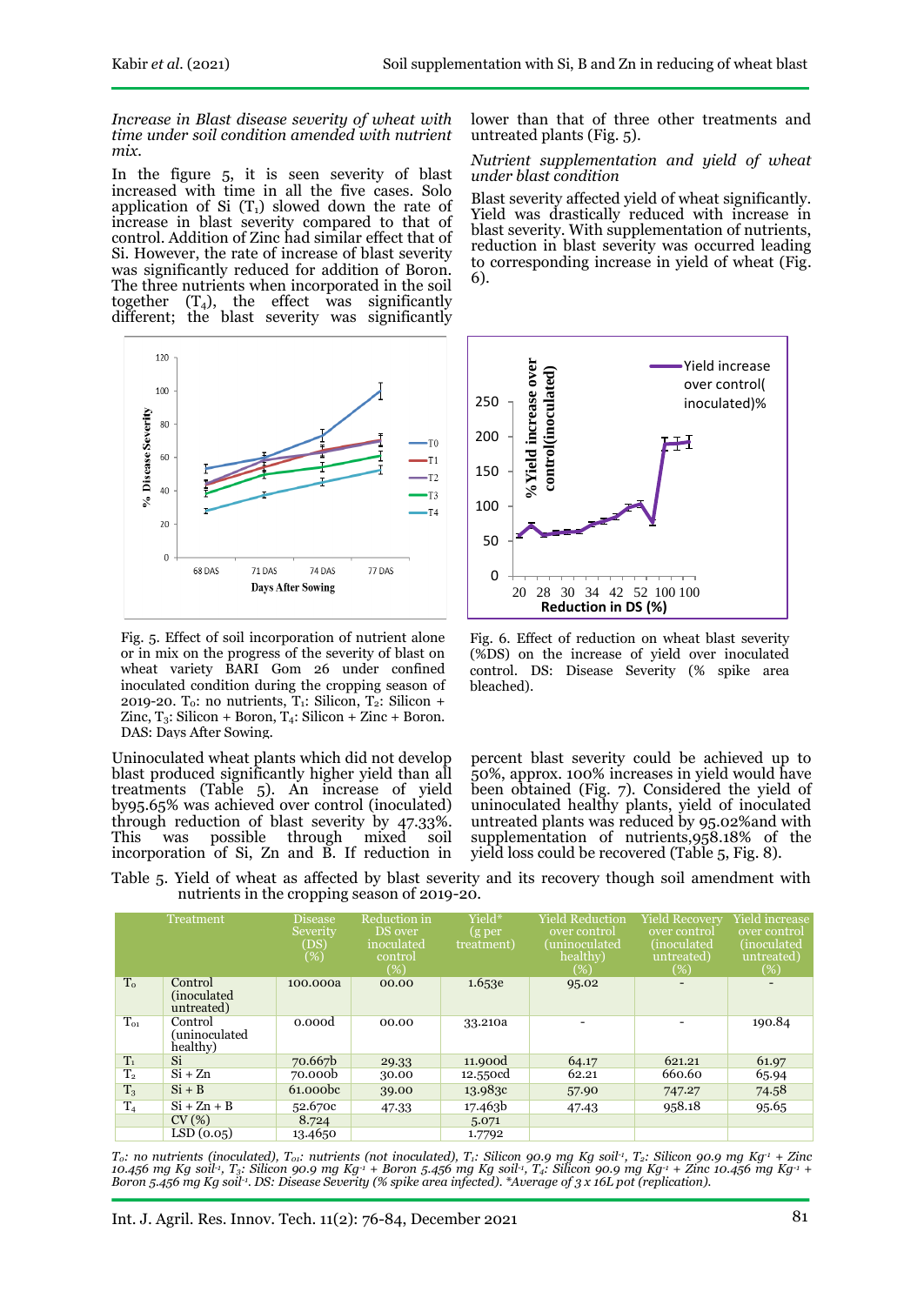*Increase in Blast disease severity of wheat with time under soil condition amended with nutrient mix.*

In the figure 5, it is seen severity of blast increased with time in all the five cases. Solo application of Si ($T_1$) slowed down the rate of increase in blast severity compared to that of control. Addition of Zinc had similar effect that of Si. However, the rate of increase of blast severity was significantly reduced for addition of Boron. The three nutrients when incorporated in the soil together ($T_4$), the effect was significantly different; the blast severity was significantly lower than that of three other treatments and untreated plants (Fig. 5).

*Nutrient supplementation and yield of wheat under blast condition*

Blast severity affected yield of wheat significantly. Yield was drastically reduced with increase in blast severity. With supplementation of nutrients, reduction in blast severity was occurred leading to corresponding increase in yield of wheat (Fig. 6).

Fig. 5. Effect of soil incorporation of nutrient alone or in mix on the progress of the severity of blast on wheat variety BARI Gom 26 under confined inoculated condition during the cropping season of 2019-20. $T_0$: no nutrients, $T_1$: Silicon, $T_2$: Silicon + Zinc, $T_3$: Silicon + Boron, $T_4$: Silicon + Zinc + Boron. DAS: Days After Sowing.

Fig. 6. Effect of reduction on wheat blast severity (%DS) on the increase of yield over inoculated control. DS: Disease Severity (% spike area bleached).

Uninoculated wheat plants which did not develop blast produced significantly higher yield than all treatments (Table 5). An increase of yield by95.65% was achieved over control (inoculated) through reduction of blast severity by 47.33%. This was possible through mixed soil incorporation of Si, Zn and B. If reduction in percent blast severity could be achieved up to 50%, approx. 100% increases in yield would have been obtained (Fig. 7). Considered the yield of uninoculated healthy plants, yield of inoculated untreated plants was reduced by 95.02%and with supplementation of nutrients,958.18% of the yield loss could be recovered (Table 5, Fig. 8).

Table 5. Yield of wheat as affected by blast severity and its recovery though soil amendment with nutrients in the cropping season of 2019-20.

| | Treatment | Disease Severity (DS) (%) | Reduction in DS over inoculated control (%) | Yield* (g per treatment) | Yield Reduction over control (uninoculated healthy) (%) | Yield Recovery over control (inoculated untreated) (%) | Yield increase over control (inoculated untreated) (%) |
|---|---|---|---|---|---|---|---|
| $T_0$ | Control (inoculated untreated) | 100.000a | 00.00 | 1.653e | 95.02 | - | - |
| $T_{01}$ | Control (uninoculated healthy) | 0.000d | 00.00 | 33.210a | - | - | 190.84 |
| $T_1$ | Si | 70.667b | 29.33 | 11.900d | 64.17 | 621.21 | 61.97 |
| $T_2$ | Si + Zn | 70.000b | 30.00 | 12.550cd | 62.21 | 660.60 | 65.94 |
| $T_3$ | Si + B | 61.000bc | 39.00 | 13.983c | 57.90 | 747.27 | 74.58 |
| $T_4$ | Si + Zn + B | 52.670c | 47.33 | 17.463b | 47.43 | 958.18 | 95.65 |
| | CV (%) | 8.724 | | 5.071 | | | |
| | LSD (0.05) | 13.4650 | | 1.7792 | | | |

*$T_0$: no nutrients (inoculated), $T_{01}$: nutrients (not inoculated), $T_1$: Silicon 90.9 mg Kg soil$^{-1}$, $T_2$: Silicon 90.9 mg Kg$^{-1}$ + Zinc 10.456 mg Kg soil$^{-1}$, $T_3$: Silicon 90.9 mg Kg$^{-1}$ + Boron 5.456 mg Kg soil$^{-1}$, $T_4$: Silicon 90.9 mg Kg$^{-1}$ + Zinc 10.456 mg Kg$^{-1}$ + Boron 5.456 mg Kg soil$^{-1}$. DS: Disease Severity (% spike area infected). *Average of 3 x 16L pot (replication).*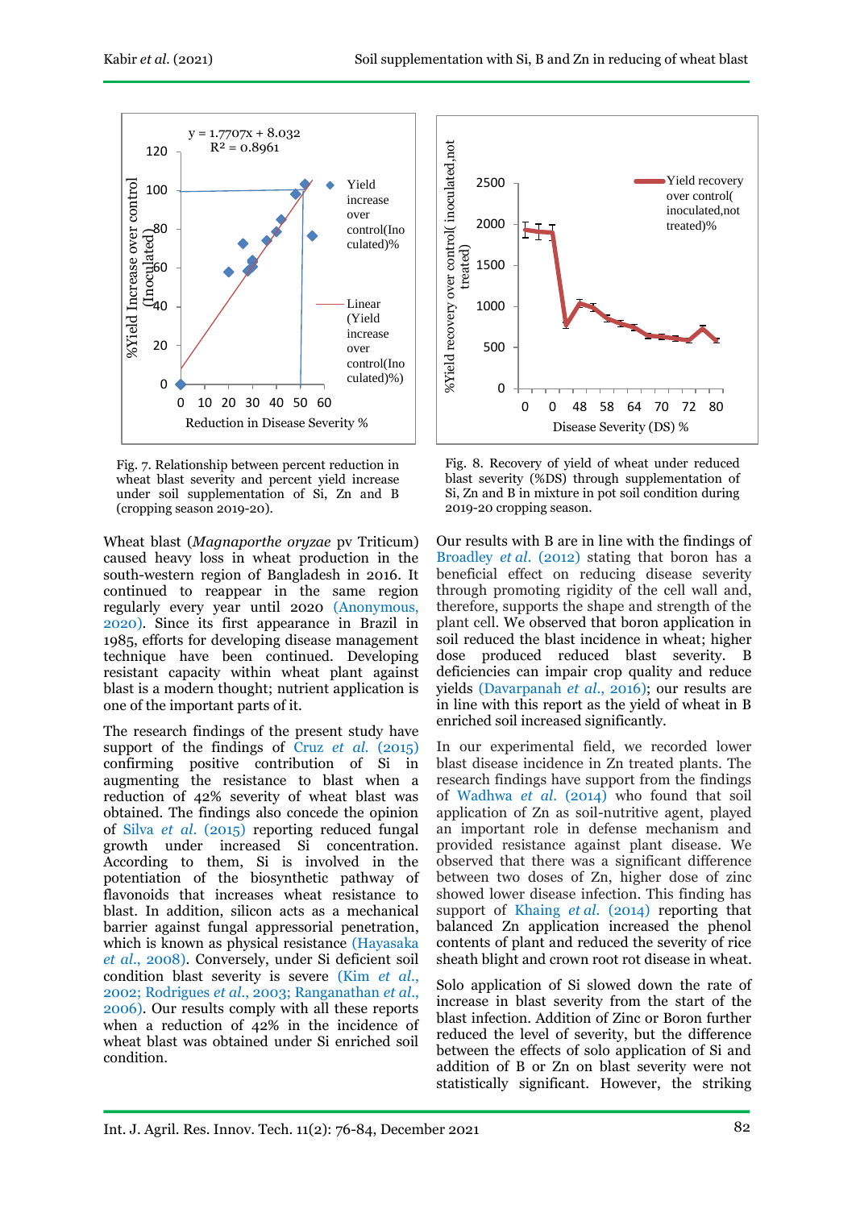Fig. 7. Relationship between percent reduction in wheat blast severity and percent yield increase under soil supplementation of Si, Zn and B (cropping season 2019-20).

Fig. 8. Recovery of yield of wheat under reduced blast severity (%DS) through supplementation of Si, Zn and B in mixture in pot soil condition during 2019-20 cropping season.

Wheat blast (*Magnaporthe oryzae* pv Triticum) caused heavy loss in wheat production in the south-western region of Bangladesh in 2016. It continued to reappear in the same region regularly every year until 2020 (Anonymous, 2020). Since its first appearance in Brazil in 1985, efforts for developing disease management technique have been continued. Developing resistant capacity within wheat plant against blast is a modern thought; nutrient application is one of the important parts of it.

The research findings of the present study have support of the findings of Cruz *et al.* (2015) confirming positive contribution of Si in augmenting the resistance to blast when a reduction of 42% severity of wheat blast was obtained. The findings also concede the opinion of Silva *et al.* (2015) reporting reduced fungal growth under increased Si concentration. According to them, Si is involved in the potentiation of the biosynthetic pathway of flavonoids that increases wheat resistance to blast. In addition, silicon acts as a mechanical barrier against fungal appressorial penetration, which is known as physical resistance (Hayasaka *et al.*, 2008). Conversely, under Si deficient soil condition blast severity is severe (Kim *et al.*, 2002; Rodrigues *et al.*, 2003; Ranganathan *et al.*, 2006). Our results comply with all these reports when a reduction of 42% in the incidence of wheat blast was obtained under Si enriched soil condition.

Our results with B are in line with the findings of Broadley *et al.* (2012) stating that boron has a beneficial effect on reducing disease severity through promoting rigidity of the cell wall and, therefore, supports the shape and strength of the plant cell. We observed that boron application in soil reduced the blast incidence in wheat; higher dose produced reduced blast severity. B deficiencies can impair crop quality and reduce yields (Davarpanah *et al.*, 2016); our results are in line with this report as the yield of wheat in B enriched soil increased significantly.

In our experimental field, we recorded lower blast disease incidence in Zn treated plants. The research findings have support from the findings of Wadhwa *et al.* (2014) who found that soil application of Zn as soil-nutritive agent, played an important role in defense mechanism and provided resistance against plant disease. We observed that there was a significant difference between two doses of Zn, higher dose of zinc showed lower disease infection. This finding has support of Khaing *et al.* (2014) reporting that balanced Zn application increased the phenol contents of plant and reduced the severity of rice sheath blight and crown root rot disease in wheat.

Solo application of Si slowed down the rate of increase in blast severity from the start of the blast infection. Addition of Zinc or Boron further reduced the level of severity, but the difference between the effects of solo application of Si and addition of B or Zn on blast severity were not statistically significant. However, the striking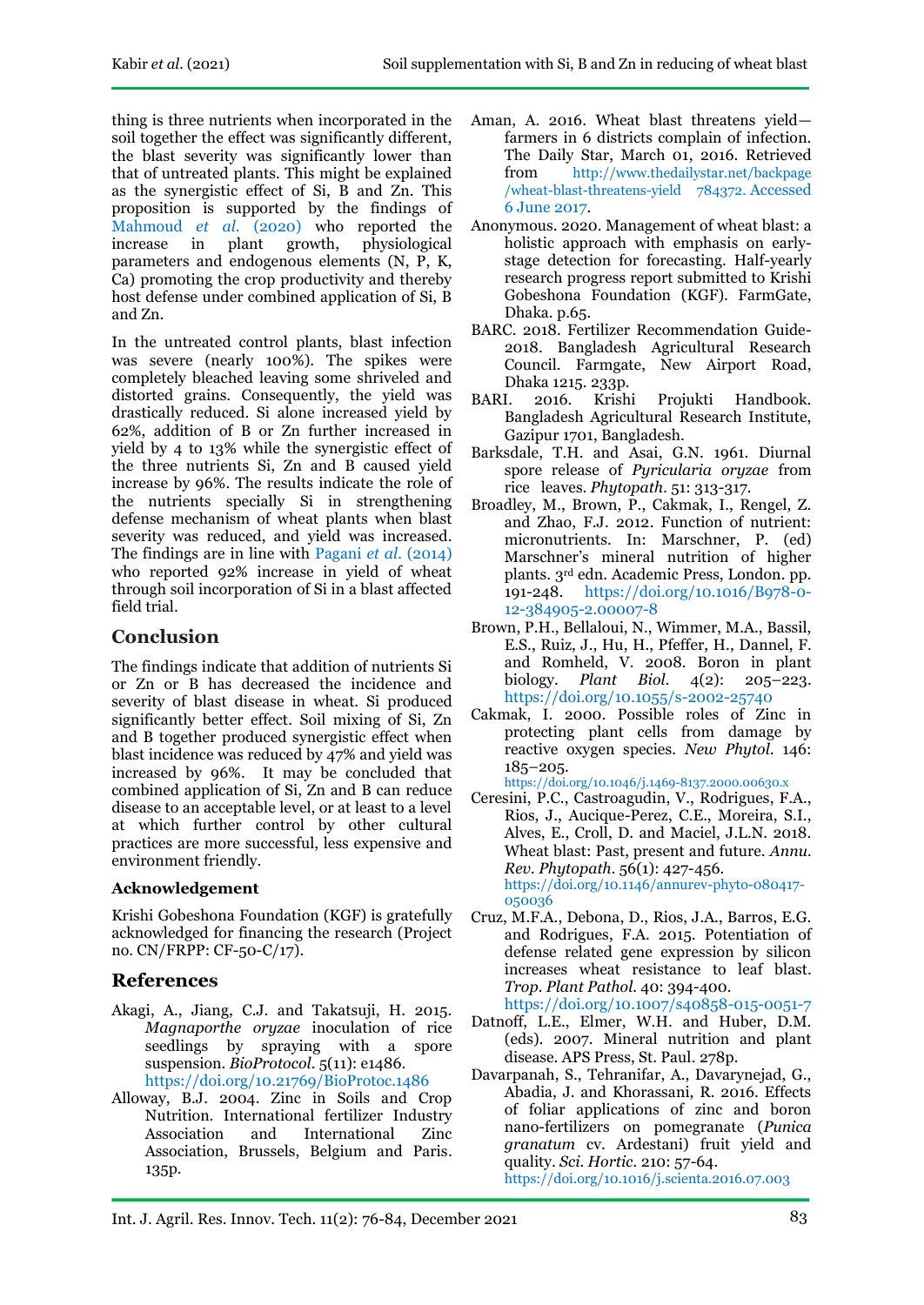thing is three nutrients when incorporated in the soil together the effect was significantly different, the blast severity was significantly lower than that of untreated plants. This might be explained as the synergistic effect of Si, B and Zn. This proposition is supported by the findings of Mahmoud *et al.* (2020) who reported the increase in plant growth, physiological parameters and endogenous elements (N, P, K, Ca) promoting the crop productivity and thereby host defense under combined application of Si, B and Zn.

In the untreated control plants, blast infection was severe (nearly 100%). The spikes were completely bleached leaving some shriveled and distorted grains. Consequently, the yield was drastically reduced. Si alone increased yield by 62%, addition of B or Zn further increased in yield by 4 to 13% while the synergistic effect of the three nutrients Si, Zn and B caused yield increase by 96%. The results indicate the role of the nutrients specially Si in strengthening defense mechanism of wheat plants when blast severity was reduced, and yield was increased. The findings are in line with Pagani *et al.* (2014) who reported 92% increase in yield of wheat through soil incorporation of Si in a blast affected field trial.

## Conclusion

The findings indicate that addition of nutrients Si or Zn or B has decreased the incidence and severity of blast disease in wheat. Si produced significantly better effect. Soil mixing of Si, Zn and B together produced synergistic effect when blast incidence was reduced by 47% and yield was increased by 96%. It may be concluded that combined application of Si, Zn and B can reduce disease to an acceptable level, or at least to a level at which further control by other cultural practices are more successful, less expensive and environment friendly.

### Acknowledgement

Krishi Gobeshona Foundation (KGF) is gratefully acknowledged for financing the research (Project no. CN/FRPP: CF-50-C/17).

## References

Akagi, A., Jiang, C.J. and Takatsuji, H. 2015. *Magnaporthe oryzae* inoculation of rice seedlings by spraying with a spore suspension. *BioProtocol*. 5(11): e1486. https://doi.org/10.21769/BioProtoc.1486

Alloway, B.J. 2004. Zinc in Soils and Crop Nutrition. International fertilizer Industry Association and International Zinc Association, Brussels, Belgium and Paris. 135p.

Aman, A. 2016. Wheat blast threatens yield—farmers in 6 districts complain of infection. The Daily Star, March 01, 2016. Retrieved from http://www.thedailystar.net/backpage/wheat-blast-threatens-yield 784372. Accessed 6 June 2017.

Anonymous. 2020. Management of wheat blast: a holistic approach with emphasis on early-stage detection for forecasting. Half-yearly research progress report submitted to Krishi Gobeshona Foundation (KGF). FarmGate, Dhaka. p.65.

BARC. 2018. Fertilizer Recommendation Guide-2018. Bangladesh Agricultural Research Council. Farmgate, New Airport Road, Dhaka 1215. 233p.

BARI. 2016. Krishi Projukti Handbook. Bangladesh Agricultural Research Institute, Gazipur 1701, Bangladesh.

Barksdale, T.H. and Asai, G.N. 1961. Diurnal spore release of *Pyricularia oryzae* from rice leaves. *Phytopath*. 51: 313-317.

Broadley, M., Brown, P., Cakmak, I., Rengel, Z. and Zhao, F.J. 2012. Function of nutrient: micronutrients. In: Marschner, P. (ed) Marschner's mineral nutrition of higher plants. 3rd edn. Academic Press, London. pp. 191-248. https://doi.org/10.1016/B978-0-12-384905-2.00007-8

Brown, P.H., Bellaloui, N., Wimmer, M.A., Bassil, E.S., Ruiz, J., Hu, H., Pfeffer, H., Dannel, F. and Romheld, V. 2008. Boron in plant biology. *Plant Biol*. 4(2): 205–223. https://doi.org/10.1055/s-2002-25740

Cakmak, I. 2000. Possible roles of Zinc in protecting plant cells from damage by reactive oxygen species. *New Phytol*. 146: 185–205. https://doi.org/10.1046/j.1469-8137.2000.00630.x

Ceresini, P.C., Castroagudin, V., Rodrigues, F.A., Rios, J., Aucique-Perez, C.E., Moreira, S.I., Alves, E., Croll, D. and Maciel, J.L.N. 2018. Wheat blast: Past, present and future. *Annu. Rev. Phytopath*. 56(1): 427-456. https://doi.org/10.1146/annurev-phyto-080417-050036

Cruz, M.F.A., Debona, D., Rios, J.A., Barros, E.G. and Rodrigues, F.A. 2015. Potentiation of defense related gene expression by silicon increases wheat resistance to leaf blast. *Trop. Plant Pathol*. 40: 394-400. https://doi.org/10.1007/s40858-015-0051-7

Datnoff, L.E., Elmer, W.H. and Huber, D.M. (eds). 2007. Mineral nutrition and plant disease. APS Press, St. Paul. 278p.

Davarpanah, S., Tehranifar, A., Davarynejad, G., Abadia, J. and Khorassani, R. 2016. Effects of foliar applications of zinc and boron nano-fertilizers on pomegranate (*Punica granatum* cv. Ardestani) fruit yield and quality. *Sci. Hortic*. 210: 57-64. https://doi.org/10.1016/j.scienta.2016.07.003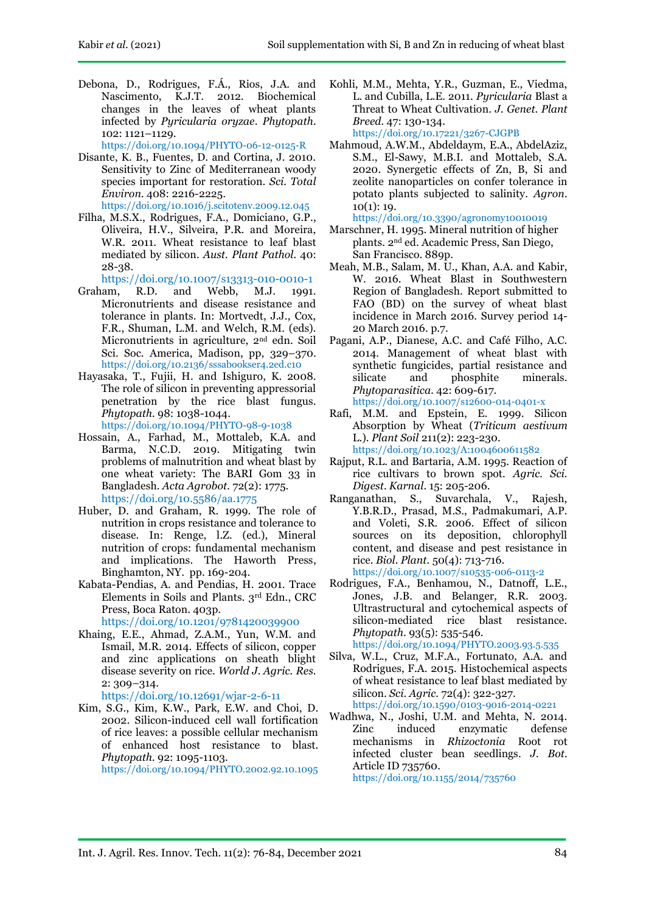Debona, D., Rodrigues, F.Á., Rios, J.A. and Nascimento, K.J.T. 2012. Biochemical changes in the leaves of wheat plants infected by *Pyricularia oryzae*. *Phytopath.* 102: 1121–1129.
https://doi.org/10.1094/PHYTO-06-12-0125-R

Disante, K. B., Fuentes, D. and Cortina, J. 2010. Sensitivity to Zinc of Mediterranean woody species important for restoration. *Sci. Total Environ.* 408: 2216-2225.
https://doi.org/10.1016/j.scitotenv.2009.12.045

Filha, M.S.X., Rodrigues, F.A., Domiciano, G.P., Oliveira, H.V., Silveira, P.R. and Moreira, W.R. 2011. Wheat resistance to leaf blast mediated by silicon. *Aust. Plant Pathol.* 40: 28-38.
https://doi.org/10.1007/s13313-010-0010-1

Graham, R.D. and Webb, M.J. 1991. Micronutrients and disease resistance and tolerance in plants. In: Mortvedt, J.J., Cox, F.R., Shuman, L.M. and Welch, R.M. (eds). Micronutrients in agriculture, 2nd edn. Soil Sci. Soc. America, Madison, pp, 329–370.
https://doi.org/10.2136/sssabookser4.2ed.c10

Hayasaka, T., Fujii, H. and Ishiguro, K. 2008. The role of silicon in preventing appressorial penetration by the rice blast fungus. *Phytopath.* 98: 1038-1044.
https://doi.org/10.1094/PHYTO-98-9-1038

Hossain, A., Farhad, M., Mottaleb, K.A. and Barma, N.C.D. 2019. Mitigating twin problems of malnutrition and wheat blast by one wheat variety: The BARI Gom 33 in Bangladesh. *Acta Agrobot.* 72(2): 1775.
https://doi.org/10.5586/aa.1775

Huber, D. and Graham, R. 1999. The role of nutrition in crops resistance and tolerance to disease. In: Renge, l.Z. (ed.), Mineral nutrition of crops: fundamental mechanism and implications. The Haworth Press, Binghamton, NY. pp. 169-204.

Kabata-Pendias, A. and Pendias, H. 2001. Trace Elements in Soils and Plants. 3rd Edn., CRC Press, Boca Raton. 403p.
https://doi.org/10.1201/9781420039900

Khaing, E.E., Ahmad, Z.A.M., Yun, W.M. and Ismail, M.R. 2014. Effects of silicon, copper and zinc applications on sheath blight disease severity on rice. *World J. Agric. Res.* 2: 309–314.
https://doi.org/10.12691/wjar-2-6-11

Kim, S.G., Kim, K.W., Park, E.W. and Choi, D. 2002. Silicon-induced cell wall fortification of rice leaves: a possible cellular mechanism of enhanced host resistance to blast. *Phytopath.* 92: 1095-1103.
https://doi.org/10.1094/PHYTO.2002.92.10.1095

Kohli, M.M., Mehta, Y.R., Guzman, E., Viedma, L. and Cubilla, L.E. 2011. *Pyricularia* Blast a Threat to Wheat Cultivation. *J. Genet. Plant Breed.* 47: 130-134.
https://doi.org/10.17221/3267-CJGPB

Mahmoud, A.W.M., Abdeldaym, E.A., AbdelAziz, S.M., El-Sawy, M.B.I. and Mottaleb, S.A. 2020. Synergetic effects of Zn, B, Si and zeolite nanoparticles on confer tolerance in potato plants subjected to salinity. *Agron.* 10(1): 19.
https://doi.org/10.3390/agronomy10010019

Marschner, H. 1995. Mineral nutrition of higher plants. 2nd ed. Academic Press, San Diego, San Francisco. 889p.

Meah, M.B., Salam, M. U., Khan, A.A. and Kabir, W. 2016. Wheat Blast in Southwestern Region of Bangladesh. Report submitted to FAO (BD) on the survey of wheat blast incidence in March 2016. Survey period 14-20 March 2016. p.7.

Pagani, A.P., Dianese, A.C. and Café Filho, A.C. 2014. Management of wheat blast with synthetic fungicides, partial resistance and silicate and phosphite minerals. *Phytoparasitica.* 42: 609-617.
https://doi.org/10.1007/s12600-014-0401-x

Rafi, M.M. and Epstein, E. 1999. Silicon Absorption by Wheat (*Triticum aestivum* L.). *Plant Soil* 211(2): 223-230.
https://doi.org/10.1023/A:1004600611582

Rajput, R.L. and Bartaria, A.M. 1995. Reaction of rice cultivars to brown spot. *Agric. Sci. Digest. Karnal.* 15: 205-206.

Ranganathan, S., Suvarchala, V., Rajesh, Y.B.R.D., Prasad, M.S., Padmakumari, A.P. and Voleti, S.R. 2006. Effect of silicon sources on its deposition, chlorophyll content, and disease and pest resistance in rice. *Biol. Plant.* 50(4): 713-716.
https://doi.org/10.1007/s10535-006-0113-2

Rodrigues, F.A., Benhamou, N., Datnoff, L.E., Jones, J.B. and Belanger, R.R. 2003. Ultrastructural and cytochemical aspects of silicon-mediated rice blast resistance. *Phytopath.* 93(5): 535-546.
https://doi.org/10.1094/PHYTO.2003.93.5.535

Silva, W.L., Cruz, M.F.A., Fortunato, A.A. and Rodrigues, F.A. 2015. Histochemical aspects of wheat resistance to leaf blast mediated by silicon. *Sci. Agric.* 72(4): 322-327.
https://doi.org/10.1590/0103-9016-2014-0221

Wadhwa, N., Joshi, U.M. and Mehta, N. 2014. Zinc induced enzymatic defense mechanisms in *Rhizoctonia* Root rot infected cluster bean seedlings. *J. Bot.* Article ID 735760.
https://doi.org/10.1155/2014/735760